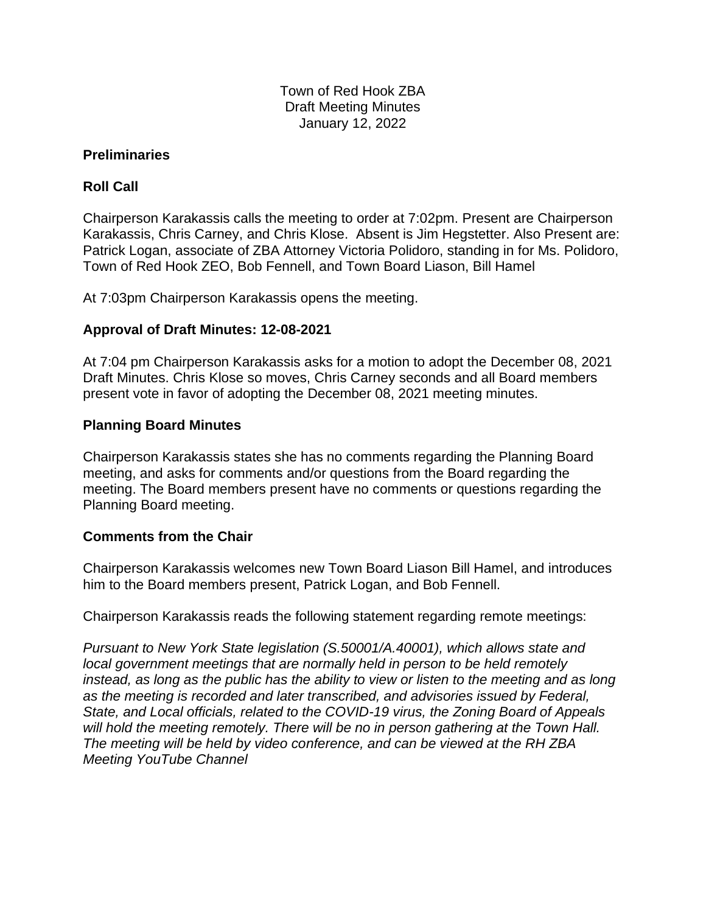Town of Red Hook ZBA
Draft Meeting Minutes
January 12, 2022

**Preliminaries**

**Roll Call**

Chairperson Karakassis calls the meeting to order at 7:02pm. Present are Chairperson Karakassis, Chris Carney, and Chris Klose. Absent is Jim Hegstetter. Also Present are: Patrick Logan, associate of ZBA Attorney Victoria Polidoro, standing in for Ms. Polidoro, Town of Red Hook ZEO, Bob Fennell, and Town Board Liason, Bill Hamel

At 7:03pm Chairperson Karakassis opens the meeting.

**Approval of Draft Minutes: 12-08-2021**

At 7:04 pm Chairperson Karakassis asks for a motion to adopt the December 08, 2021 Draft Minutes. Chris Klose so moves, Chris Carney seconds and all Board members present vote in favor of adopting the December 08, 2021 meeting minutes.

**Planning Board Minutes**

Chairperson Karakassis states she has no comments regarding the Planning Board meeting, and asks for comments and/or questions from the Board regarding the meeting. The Board members present have no comments or questions regarding the Planning Board meeting.

**Comments from the Chair**

Chairperson Karakassis welcomes new Town Board Liason Bill Hamel, and introduces him to the Board members present, Patrick Logan, and Bob Fennell.

Chairperson Karakassis reads the following statement regarding remote meetings:

*Pursuant to New York State legislation (S.50001/A.40001), which allows state and local government meetings that are normally held in person to be held remotely instead, as long as the public has the ability to view or listen to the meeting and as long as the meeting is recorded and later transcribed, and advisories issued by Federal, State, and Local officials, related to the COVID-19 virus, the Zoning Board of Appeals will hold the meeting remotely. There will be no in person gathering at the Town Hall. The meeting will be held by video conference, and can be viewed at the RH ZBA Meeting YouTube Channel*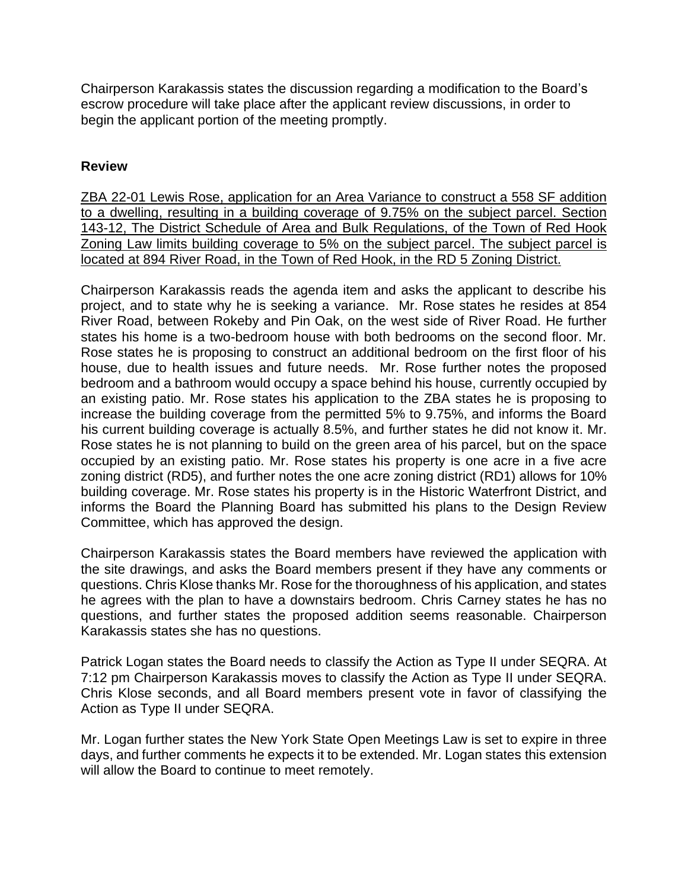Chairperson Karakassis states the discussion regarding a modification to the Board's escrow procedure will take place after the applicant review discussions, in order to begin the applicant portion of the meeting promptly.

**Review**

<u>ZBA 22-01 Lewis Rose, application for an Area Variance to construct a 558 SF addition to a dwelling, resulting in a building coverage of 9.75% on the subject parcel. Section 143-12, The District Schedule of Area and Bulk Regulations, of the Town of Red Hook Zoning Law limits building coverage to 5% on the subject parcel. The subject parcel is located at 894 River Road, in the Town of Red Hook, in the RD 5 Zoning District.</u>

Chairperson Karakassis reads the agenda item and asks the applicant to describe his project, and to state why he is seeking a variance. Mr. Rose states he resides at 854 River Road, between Rokeby and Pin Oak, on the west side of River Road. He further states his home is a two-bedroom house with both bedrooms on the second floor. Mr. Rose states he is proposing to construct an additional bedroom on the first floor of his house, due to health issues and future needs. Mr. Rose further notes the proposed bedroom and a bathroom would occupy a space behind his house, currently occupied by an existing patio. Mr. Rose states his application to the ZBA states he is proposing to increase the building coverage from the permitted 5% to 9.75%, and informs the Board his current building coverage is actually 8.5%, and further states he did not know it. Mr. Rose states he is not planning to build on the green area of his parcel, but on the space occupied by an existing patio. Mr. Rose states his property is one acre in a five acre zoning district (RD5), and further notes the one acre zoning district (RD1) allows for 10% building coverage. Mr. Rose states his property is in the Historic Waterfront District, and informs the Board the Planning Board has submitted his plans to the Design Review Committee, which has approved the design.

Chairperson Karakassis states the Board members have reviewed the application with the site drawings, and asks the Board members present if they have any comments or questions. Chris Klose thanks Mr. Rose for the thoroughness of his application, and states he agrees with the plan to have a downstairs bedroom. Chris Carney states he has no questions, and further states the proposed addition seems reasonable. Chairperson Karakassis states she has no questions.

Patrick Logan states the Board needs to classify the Action as Type II under SEQRA. At 7:12 pm Chairperson Karakassis moves to classify the Action as Type II under SEQRA. Chris Klose seconds, and all Board members present vote in favor of classifying the Action as Type II under SEQRA.

Mr. Logan further states the New York State Open Meetings Law is set to expire in three days, and further comments he expects it to be extended. Mr. Logan states this extension will allow the Board to continue to meet remotely.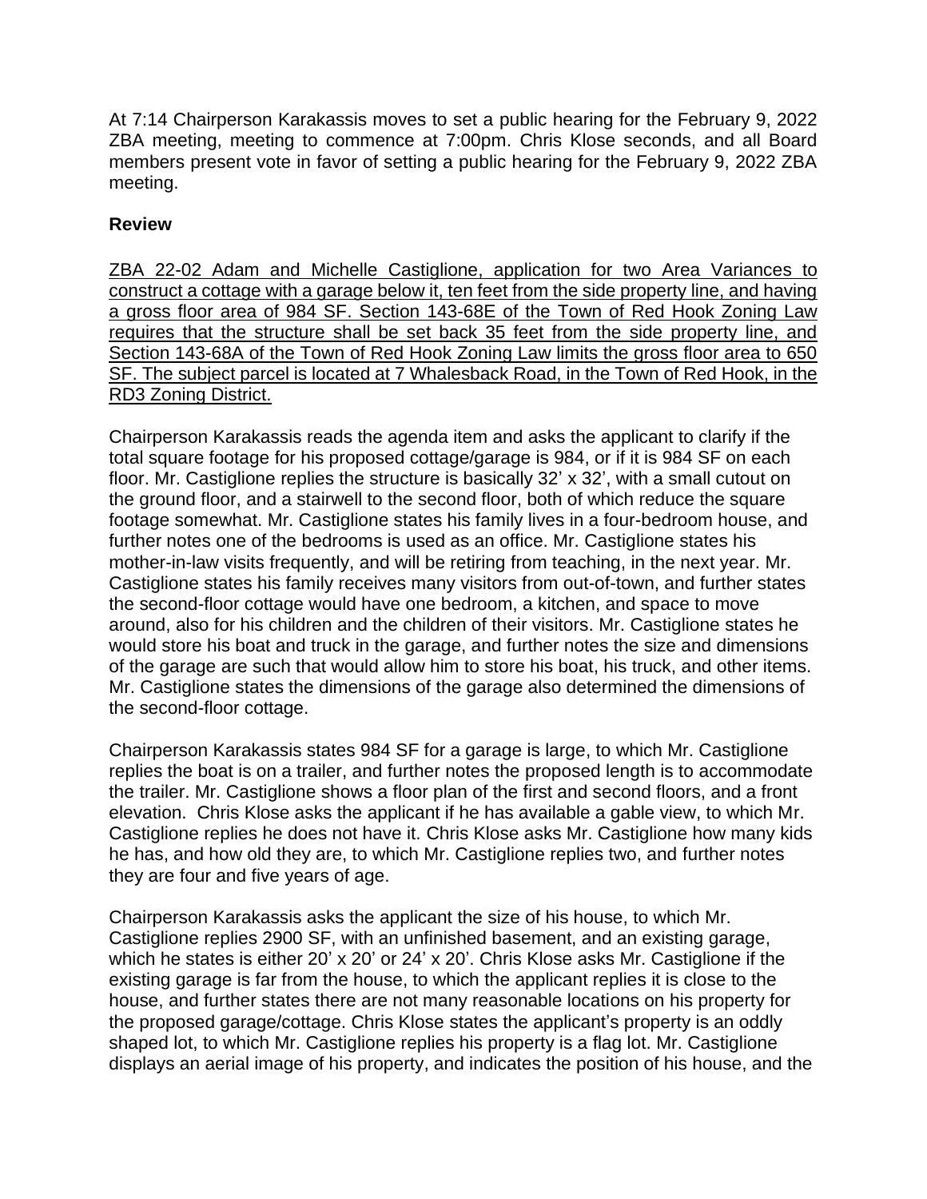At 7:14 Chairperson Karakassis moves to set a public hearing for the February 9, 2022 ZBA meeting, meeting to commence at 7:00pm. Chris Klose seconds, and all Board members present vote in favor of setting a public hearing for the February 9, 2022 ZBA meeting.

**Review**

ZBA 22-02 Adam and Michelle Castiglione, application for two Area Variances to construct a cottage with a garage below it, ten feet from the side property line, and having a gross floor area of 984 SF. Section 143-68E of the Town of Red Hook Zoning Law requires that the structure shall be set back 35 feet from the side property line, and Section 143-68A of the Town of Red Hook Zoning Law limits the gross floor area to 650 SF. The subject parcel is located at 7 Whalesback Road, in the Town of Red Hook, in the RD3 Zoning District.

Chairperson Karakassis reads the agenda item and asks the applicant to clarify if the total square footage for his proposed cottage/garage is 984, or if it is 984 SF on each floor. Mr. Castiglione replies the structure is basically 32' x 32', with a small cutout on the ground floor, and a stairwell to the second floor, both of which reduce the square footage somewhat. Mr. Castiglione states his family lives in a four-bedroom house, and further notes one of the bedrooms is used as an office. Mr. Castiglione states his mother-in-law visits frequently, and will be retiring from teaching, in the next year. Mr. Castiglione states his family receives many visitors from out-of-town, and further states the second-floor cottage would have one bedroom, a kitchen, and space to move around, also for his children and the children of their visitors. Mr. Castiglione states he would store his boat and truck in the garage, and further notes the size and dimensions of the garage are such that would allow him to store his boat, his truck, and other items. Mr. Castiglione states the dimensions of the garage also determined the dimensions of the second-floor cottage.

Chairperson Karakassis states 984 SF for a garage is large, to which Mr. Castiglione replies the boat is on a trailer, and further notes the proposed length is to accommodate the trailer. Mr. Castiglione shows a floor plan of the first and second floors, and a front elevation. Chris Klose asks the applicant if he has available a gable view, to which Mr. Castiglione replies he does not have it. Chris Klose asks Mr. Castiglione how many kids he has, and how old they are, to which Mr. Castiglione replies two, and further notes they are four and five years of age.

Chairperson Karakassis asks the applicant the size of his house, to which Mr. Castiglione replies 2900 SF, with an unfinished basement, and an existing garage, which he states is either 20' x 20' or 24' x 20'. Chris Klose asks Mr. Castiglione if the existing garage is far from the house, to which the applicant replies it is close to the house, and further states there are not many reasonable locations on his property for the proposed garage/cottage. Chris Klose states the applicant's property is an oddly shaped lot, to which Mr. Castiglione replies his property is a flag lot. Mr. Castiglione displays an aerial image of his property, and indicates the position of his house, and the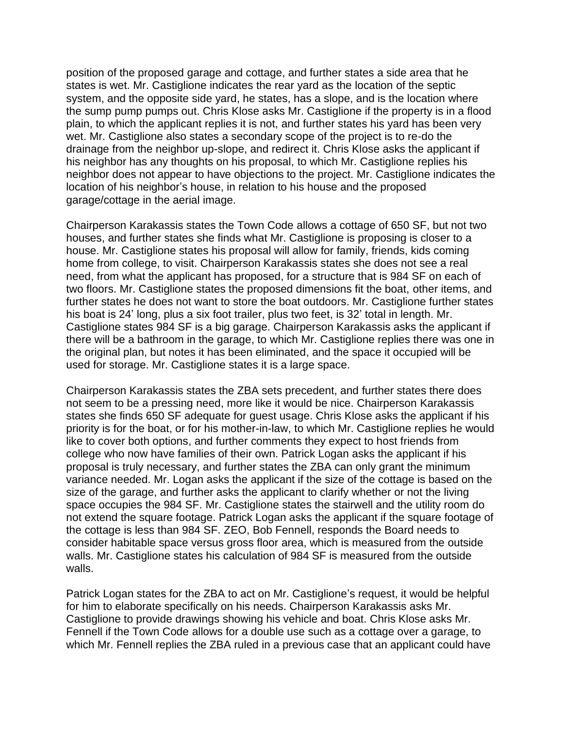position of the proposed garage and cottage, and further states a side area that he states is wet. Mr. Castiglione indicates the rear yard as the location of the septic system, and the opposite side yard, he states, has a slope, and is the location where the sump pump pumps out. Chris Klose asks Mr. Castiglione if the property is in a flood plain, to which the applicant replies it is not, and further states his yard has been very wet. Mr. Castiglione also states a secondary scope of the project is to re-do the drainage from the neighbor up-slope, and redirect it. Chris Klose asks the applicant if his neighbor has any thoughts on his proposal, to which Mr. Castiglione replies his neighbor does not appear to have objections to the project. Mr. Castiglione indicates the location of his neighbor's house, in relation to his house and the proposed garage/cottage in the aerial image.

Chairperson Karakassis states the Town Code allows a cottage of 650 SF, but not two houses, and further states she finds what Mr. Castiglione is proposing is closer to a house. Mr. Castiglione states his proposal will allow for family, friends, kids coming home from college, to visit. Chairperson Karakassis states she does not see a real need, from what the applicant has proposed, for a structure that is 984 SF on each of two floors. Mr. Castiglione states the proposed dimensions fit the boat, other items, and further states he does not want to store the boat outdoors. Mr. Castiglione further states his boat is 24' long, plus a six foot trailer, plus two feet, is 32' total in length. Mr. Castiglione states 984 SF is a big garage. Chairperson Karakassis asks the applicant if there will be a bathroom in the garage, to which Mr. Castiglione replies there was one in the original plan, but notes it has been eliminated, and the space it occupied will be used for storage. Mr. Castiglione states it is a large space.

Chairperson Karakassis states the ZBA sets precedent, and further states there does not seem to be a pressing need, more like it would be nice. Chairperson Karakassis states she finds 650 SF adequate for guest usage. Chris Klose asks the applicant if his priority is for the boat, or for his mother-in-law, to which Mr. Castiglione replies he would like to cover both options, and further comments they expect to host friends from college who now have families of their own. Patrick Logan asks the applicant if his proposal is truly necessary, and further states the ZBA can only grant the minimum variance needed. Mr. Logan asks the applicant if the size of the cottage is based on the size of the garage, and further asks the applicant to clarify whether or not the living space occupies the 984 SF. Mr. Castiglione states the stairwell and the utility room do not extend the square footage. Patrick Logan asks the applicant if the square footage of the cottage is less than 984 SF. ZEO, Bob Fennell, responds the Board needs to consider habitable space versus gross floor area, which is measured from the outside walls. Mr. Castiglione states his calculation of 984 SF is measured from the outside walls.

Patrick Logan states for the ZBA to act on Mr. Castiglione's request, it would be helpful for him to elaborate specifically on his needs. Chairperson Karakassis asks Mr. Castiglione to provide drawings showing his vehicle and boat. Chris Klose asks Mr. Fennell if the Town Code allows for a double use such as a cottage over a garage, to which Mr. Fennell replies the ZBA ruled in a previous case that an applicant could have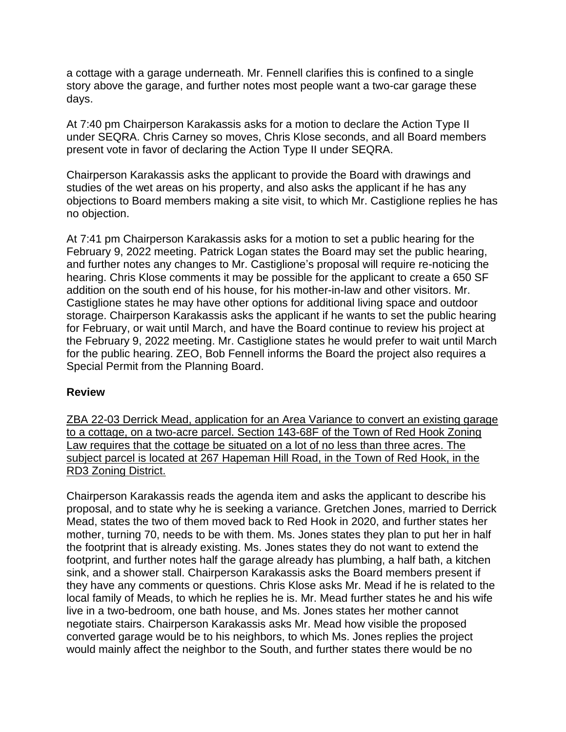a cottage with a garage underneath. Mr. Fennell clarifies this is confined to a single story above the garage, and further notes most people want a two-car garage these days.

At 7:40 pm Chairperson Karakassis asks for a motion to declare the Action Type II under SEQRA. Chris Carney so moves, Chris Klose seconds, and all Board members present vote in favor of declaring the Action Type II under SEQRA.

Chairperson Karakassis asks the applicant to provide the Board with drawings and studies of the wet areas on his property, and also asks the applicant if he has any objections to Board members making a site visit, to which Mr. Castiglione replies he has no objection.

At 7:41 pm Chairperson Karakassis asks for a motion to set a public hearing for the February 9, 2022 meeting. Patrick Logan states the Board may set the public hearing, and further notes any changes to Mr. Castiglione's proposal will require re-noticing the hearing. Chris Klose comments it may be possible for the applicant to create a 650 SF addition on the south end of his house, for his mother-in-law and other visitors. Mr. Castiglione states he may have other options for additional living space and outdoor storage. Chairperson Karakassis asks the applicant if he wants to set the public hearing for February, or wait until March, and have the Board continue to review his project at the February 9, 2022 meeting. Mr. Castiglione states he would prefer to wait until March for the public hearing. ZEO, Bob Fennell informs the Board the project also requires a Special Permit from the Planning Board.

**Review**

ZBA 22-03 Derrick Mead, application for an Area Variance to convert an existing garage to a cottage, on a two-acre parcel. Section 143-68F of the Town of Red Hook Zoning Law requires that the cottage be situated on a lot of no less than three acres. The subject parcel is located at 267 Hapeman Hill Road, in the Town of Red Hook, in the RD3 Zoning District.

Chairperson Karakassis reads the agenda item and asks the applicant to describe his proposal, and to state why he is seeking a variance. Gretchen Jones, married to Derrick Mead, states the two of them moved back to Red Hook in 2020, and further states her mother, turning 70, needs to be with them. Ms. Jones states they plan to put her in half the footprint that is already existing. Ms. Jones states they do not want to extend the footprint, and further notes half the garage already has plumbing, a half bath, a kitchen sink, and a shower stall. Chairperson Karakassis asks the Board members present if they have any comments or questions. Chris Klose asks Mr. Mead if he is related to the local family of Meads, to which he replies he is. Mr. Mead further states he and his wife live in a two-bedroom, one bath house, and Ms. Jones states her mother cannot negotiate stairs. Chairperson Karakassis asks Mr. Mead how visible the proposed converted garage would be to his neighbors, to which Ms. Jones replies the project would mainly affect the neighbor to the South, and further states there would be no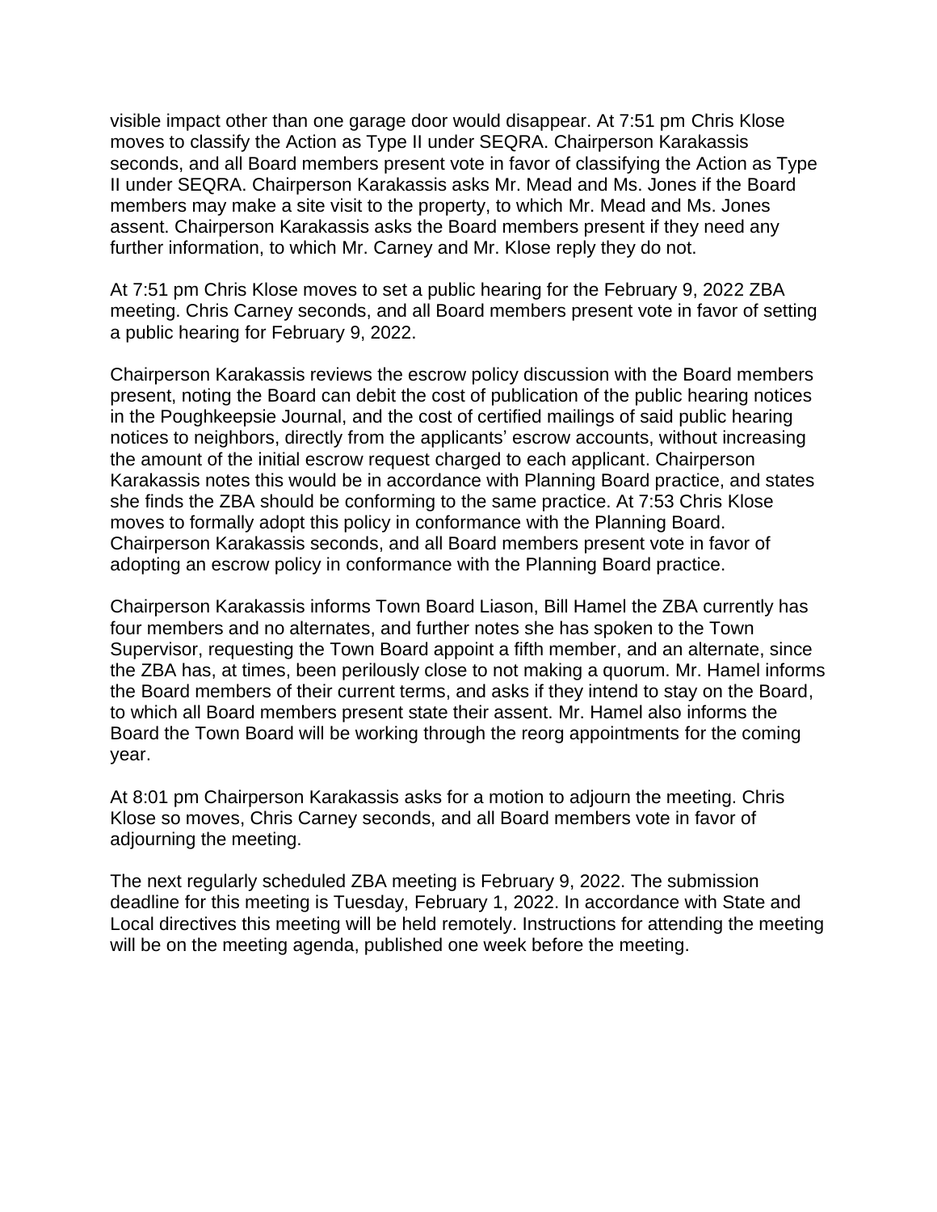visible impact other than one garage door would disappear. At 7:51 pm Chris Klose moves to classify the Action as Type II under SEQRA. Chairperson Karakassis seconds, and all Board members present vote in favor of classifying the Action as Type II under SEQRA. Chairperson Karakassis asks Mr. Mead and Ms. Jones if the Board members may make a site visit to the property, to which Mr. Mead and Ms. Jones assent. Chairperson Karakassis asks the Board members present if they need any further information, to which Mr. Carney and Mr. Klose reply they do not.

At 7:51 pm Chris Klose moves to set a public hearing for the February 9, 2022 ZBA meeting. Chris Carney seconds, and all Board members present vote in favor of setting a public hearing for February 9, 2022.

Chairperson Karakassis reviews the escrow policy discussion with the Board members present, noting the Board can debit the cost of publication of the public hearing notices in the Poughkeepsie Journal, and the cost of certified mailings of said public hearing notices to neighbors, directly from the applicants' escrow accounts, without increasing the amount of the initial escrow request charged to each applicant. Chairperson Karakassis notes this would be in accordance with Planning Board practice, and states she finds the ZBA should be conforming to the same practice. At 7:53 Chris Klose moves to formally adopt this policy in conformance with the Planning Board. Chairperson Karakassis seconds, and all Board members present vote in favor of adopting an escrow policy in conformance with the Planning Board practice.

Chairperson Karakassis informs Town Board Liason, Bill Hamel the ZBA currently has four members and no alternates, and further notes she has spoken to the Town Supervisor, requesting the Town Board appoint a fifth member, and an alternate, since the ZBA has, at times, been perilously close to not making a quorum. Mr. Hamel informs the Board members of their current terms, and asks if they intend to stay on the Board, to which all Board members present state their assent. Mr. Hamel also informs the Board the Town Board will be working through the reorg appointments for the coming year.

At 8:01 pm Chairperson Karakassis asks for a motion to adjourn the meeting. Chris Klose so moves, Chris Carney seconds, and all Board members vote in favor of adjourning the meeting.

The next regularly scheduled ZBA meeting is February 9, 2022. The submission deadline for this meeting is Tuesday, February 1, 2022. In accordance with State and Local directives this meeting will be held remotely. Instructions for attending the meeting will be on the meeting agenda, published one week before the meeting.